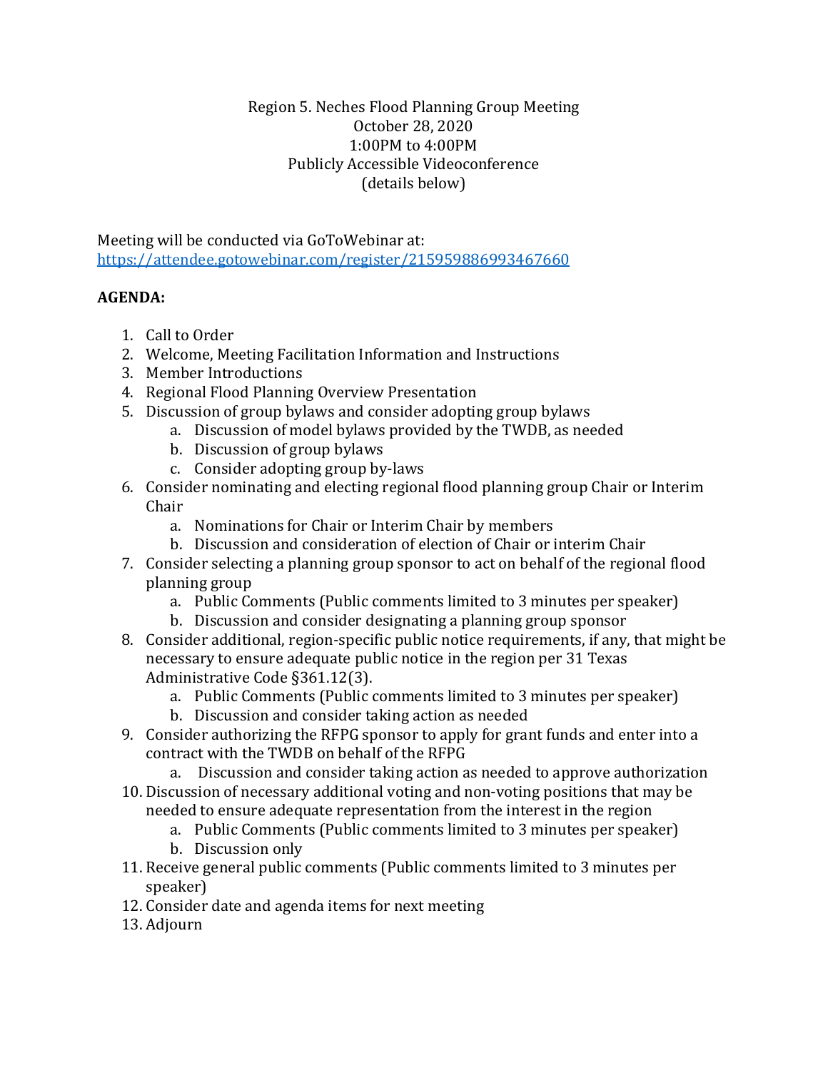Region 5. Neches Flood Planning Group Meeting
October 28, 2020
1:00PM to 4:00PM
Publicly Accessible Videoconference
(details below)

Meeting will be conducted via GoToWebinar at:
https://attendee.gotowebinar.com/register/215959886993467660

**AGENDA:**

1. Call to Order
2. Welcome, Meeting Facilitation Information and Instructions
3. Member Introductions
4. Regional Flood Planning Overview Presentation
5. Discussion of group bylaws and consider adopting group bylaws
   a. Discussion of model bylaws provided by the TWDB, as needed
   b. Discussion of group bylaws
   c. Consider adopting group by-laws
6. Consider nominating and electing regional flood planning group Chair or Interim Chair
   a. Nominations for Chair or Interim Chair by members
   b. Discussion and consideration of election of Chair or interim Chair
7. Consider selecting a planning group sponsor to act on behalf of the regional flood planning group
   a. Public Comments (Public comments limited to 3 minutes per speaker)
   b. Discussion and consider designating a planning group sponsor
8. Consider additional, region-specific public notice requirements, if any, that might be necessary to ensure adequate public notice in the region per 31 Texas Administrative Code §361.12(3).
   a. Public Comments (Public comments limited to 3 minutes per speaker)
   b. Discussion and consider taking action as needed
9. Consider authorizing the RFPG sponsor to apply for grant funds and enter into a contract with the TWDB on behalf of the RFPG
   a. Discussion and consider taking action as needed to approve authorization
10. Discussion of necessary additional voting and non-voting positions that may be needed to ensure adequate representation from the interest in the region
    a. Public Comments (Public comments limited to 3 minutes per speaker)
    b. Discussion only
11. Receive general public comments (Public comments limited to 3 minutes per speaker)
12. Consider date and agenda items for next meeting
13. Adjourn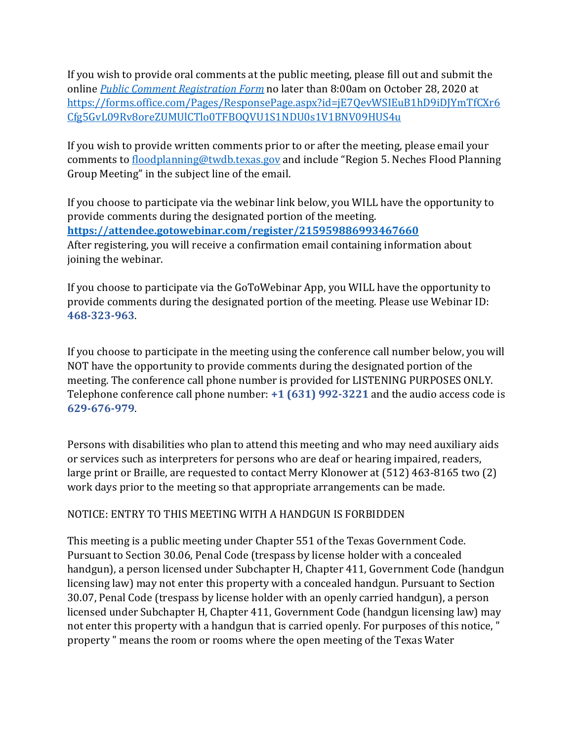If you wish to provide oral comments at the public meeting, please fill out and submit the online [*Public Comment Registration Form*](https://forms.office.com/Pages/ResponsePage.aspx?id=jE7QevWSIEuB1hD9iDJYmTfCXr6Cfg5GvL09Rv8oreZUMUlCTlo0TFBOQVU1S1NDU0s1V1BNV09HUS4u) no later than 8:00am on October 28, 2020 at https://forms.office.com/Pages/ResponsePage.aspx?id=jE7QevWSIEuB1hD9iDJYmTfCXr6Cfg5GvL09Rv8oreZUMUlCTlo0TFBOQVU1S1NDU0s1V1BNV09HUS4u

If you wish to provide written comments prior to or after the meeting, please email your comments to floodplanning@twdb.texas.gov and include "Region 5. Neches Flood Planning Group Meeting" in the subject line of the email.

If you choose to participate via the webinar link below, you WILL have the opportunity to provide comments during the designated portion of the meeting.
**https://attendee.gotowebinar.com/register/215959886993467660**
After registering, you will receive a confirmation email containing information about joining the webinar.

If you choose to participate via the GoToWebinar App, you WILL have the opportunity to provide comments during the designated portion of the meeting. Please use Webinar ID: **468-323-963**.

If you choose to participate in the meeting using the conference call number below, you will NOT have the opportunity to provide comments during the designated portion of the meeting. The conference call phone number is provided for LISTENING PURPOSES ONLY. Telephone conference call phone number: **+1 (631) 992-3221** and the audio access code is **629-676-979**.

Persons with disabilities who plan to attend this meeting and who may need auxiliary aids or services such as interpreters for persons who are deaf or hearing impaired, readers, large print or Braille, are requested to contact Merry Klonower at (512) 463-8165 two (2) work days prior to the meeting so that appropriate arrangements can be made.

NOTICE: ENTRY TO THIS MEETING WITH A HANDGUN IS FORBIDDEN

This meeting is a public meeting under Chapter 551 of the Texas Government Code. Pursuant to Section 30.06, Penal Code (trespass by license holder with a concealed handgun), a person licensed under Subchapter H, Chapter 411, Government Code (handgun licensing law) may not enter this property with a concealed handgun. Pursuant to Section 30.07, Penal Code (trespass by license holder with an openly carried handgun), a person licensed under Subchapter H, Chapter 411, Government Code (handgun licensing law) may not enter this property with a handgun that is carried openly. For purposes of this notice, " property " means the room or rooms where the open meeting of the Texas Water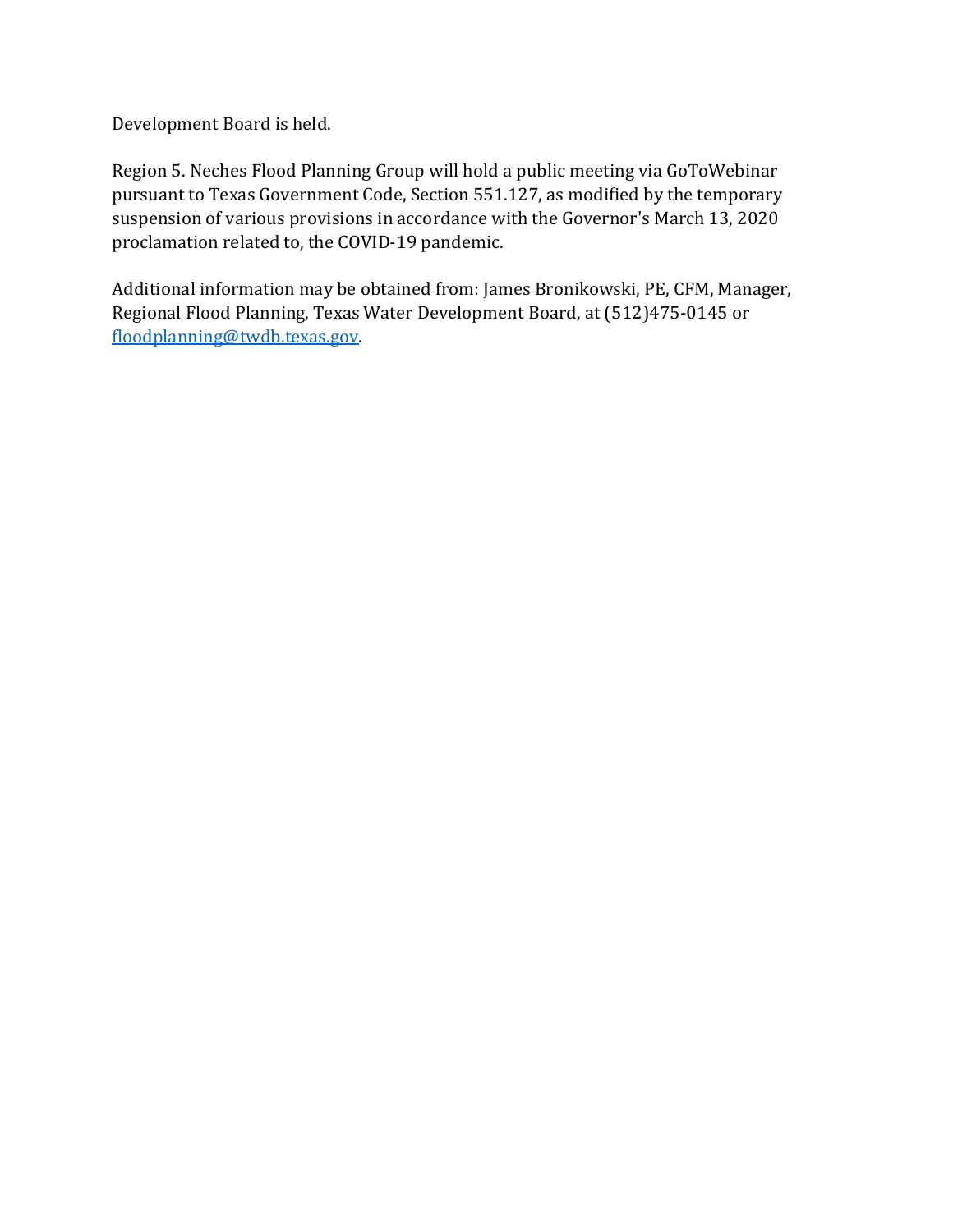Development Board is held.

Region 5. Neches Flood Planning Group will hold a public meeting via GoToWebinar pursuant to Texas Government Code, Section 551.127, as modified by the temporary suspension of various provisions in accordance with the Governor's March 13, 2020 proclamation related to, the COVID-19 pandemic.

Additional information may be obtained from: James Bronikowski, PE, CFM, Manager, Regional Flood Planning, Texas Water Development Board, at (512)475-0145 or [floodplanning@twdb.texas.gov](mailto:floodplanning@twdb.texas.gov).